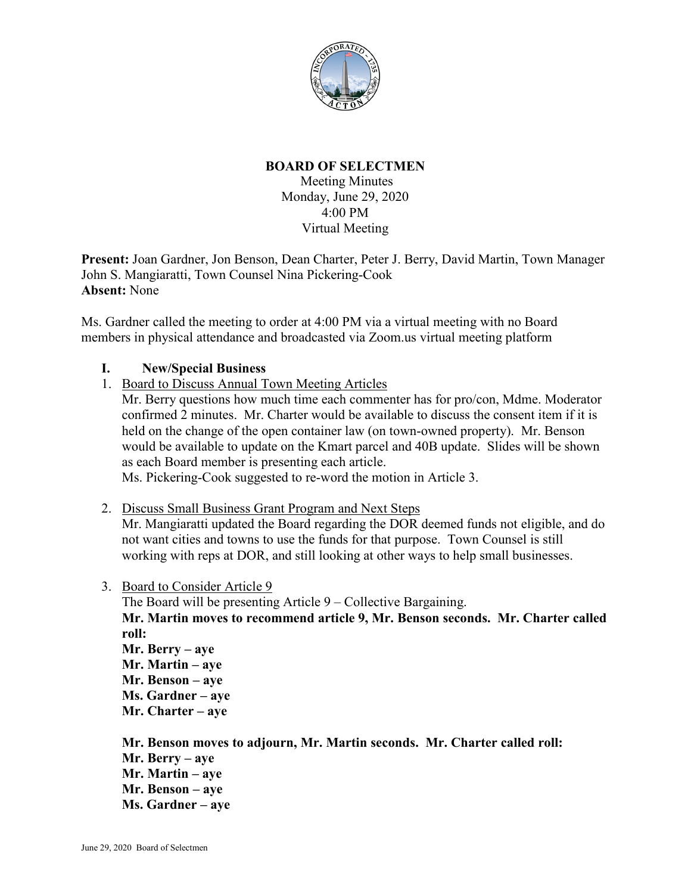# BOARD OF SELECTMEN

Meeting Minutes
Monday, June 29, 2020
4:00 PM
Virtual Meeting

**Present:** Joan Gardner, Jon Benson, Dean Charter, Peter J. Berry, David Martin, Town Manager John S. Mangiaratti, Town Counsel Nina Pickering-Cook
**Absent:** None

Ms. Gardner called the meeting to order at 4:00 PM via a virtual meeting with no Board members in physical attendance and broadcasted via Zoom.us virtual meeting platform

## I. New/Special Business

1. Board to Discuss Annual Town Meeting Articles
   Mr. Berry questions how much time each commenter has for pro/con, Mdme. Moderator confirmed 2 minutes. Mr. Charter would be available to discuss the consent item if it is held on the change of the open container law (on town-owned property). Mr. Benson would be available to update on the Kmart parcel and 40B update. Slides will be shown as each Board member is presenting each article.
   Ms. Pickering-Cook suggested to re-word the motion in Article 3.

2. Discuss Small Business Grant Program and Next Steps
   Mr. Mangiaratti updated the Board regarding the DOR deemed funds not eligible, and do not want cities and towns to use the funds for that purpose. Town Counsel is still working with reps at DOR, and still looking at other ways to help small businesses.

3. Board to Consider Article 9
   The Board will be presenting Article 9 – Collective Bargaining.
   **Mr. Martin moves to recommend article 9, Mr. Benson seconds. Mr. Charter called roll:**
   **Mr. Berry – aye**
   **Mr. Martin – aye**
   **Mr. Benson – aye**
   **Ms. Gardner – aye**
   **Mr. Charter – aye**

   **Mr. Benson moves to adjourn, Mr. Martin seconds. Mr. Charter called roll:**
   **Mr. Berry – aye**
   **Mr. Martin – aye**
   **Mr. Benson – aye**
   **Ms. Gardner – aye**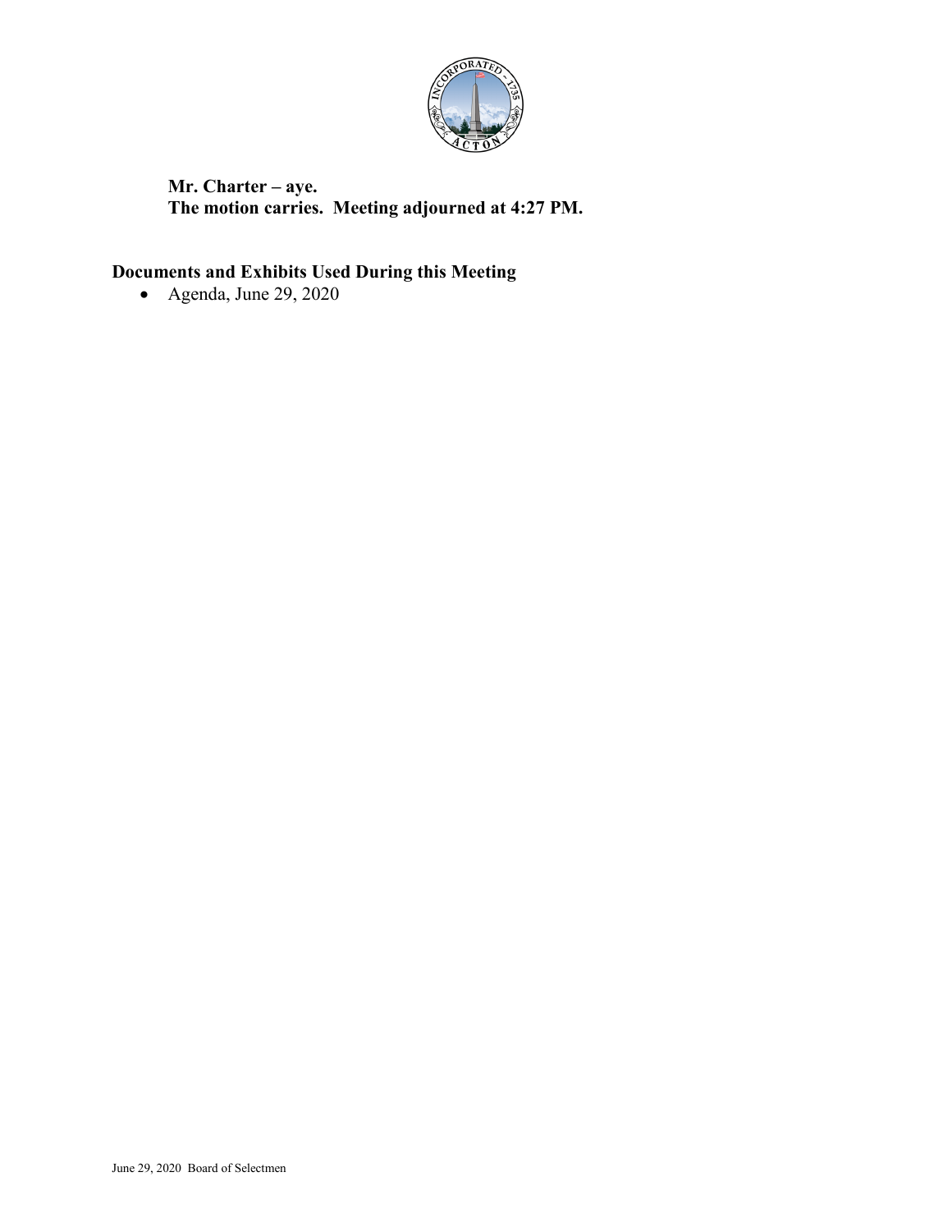**Mr. Charter – aye.**
**The motion carries. Meeting adjourned at 4:27 PM.**

## Documents and Exhibits Used During this Meeting

- Agenda, June 29, 2020